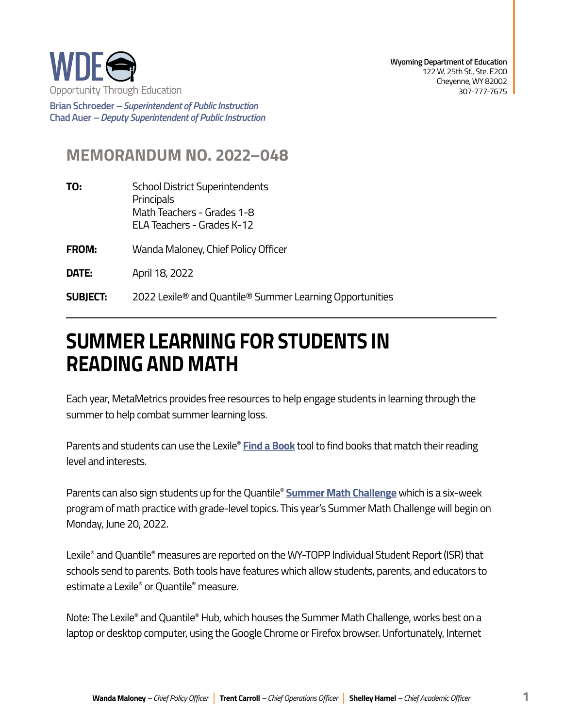WDE

Opportunity Through Education

**Brian Schroeder** – *Superintendent of Public Instruction*
**Chad Auer** – *Deputy Superintendent of Public Instruction*

**Wyoming Department of Education**
122 W. 25th St., Ste. E200
Cheyenne, WY 82002
307-777-7675

## MEMORANDUM NO. 2022–048

**TO:** School District Superintendents
Principals
Math Teachers - Grades 1-8
ELA Teachers - Grades K-12

**FROM:** Wanda Maloney, Chief Policy Officer

**DATE:** April 18, 2022

**SUBJECT:** 2022 Lexile® and Quantile® Summer Learning Opportunities

---

# SUMMER LEARNING FOR STUDENTS IN READING AND MATH

Each year, MetaMetrics provides free resources to help engage students in learning through the summer to help combat summer learning loss.

Parents and students can use the Lexile® **Find a Book** tool to find books that match their reading level and interests.

Parents can also sign students up for the Quantile® **Summer Math Challenge** which is a six-week program of math practice with grade-level topics. This year's Summer Math Challenge will begin on Monday, June 20, 2022.

Lexile® and Quantile® measures are reported on the WY-TOPP Individual Student Report (ISR) that schools send to parents. Both tools have features which allow students, parents, and educators to estimate a Lexile® or Quantile® measure.

Note: The Lexile® and Quantile® Hub, which houses the Summer Math Challenge, works best on a laptop or desktop computer, using the Google Chrome or Firefox browser. Unfortunately, Internet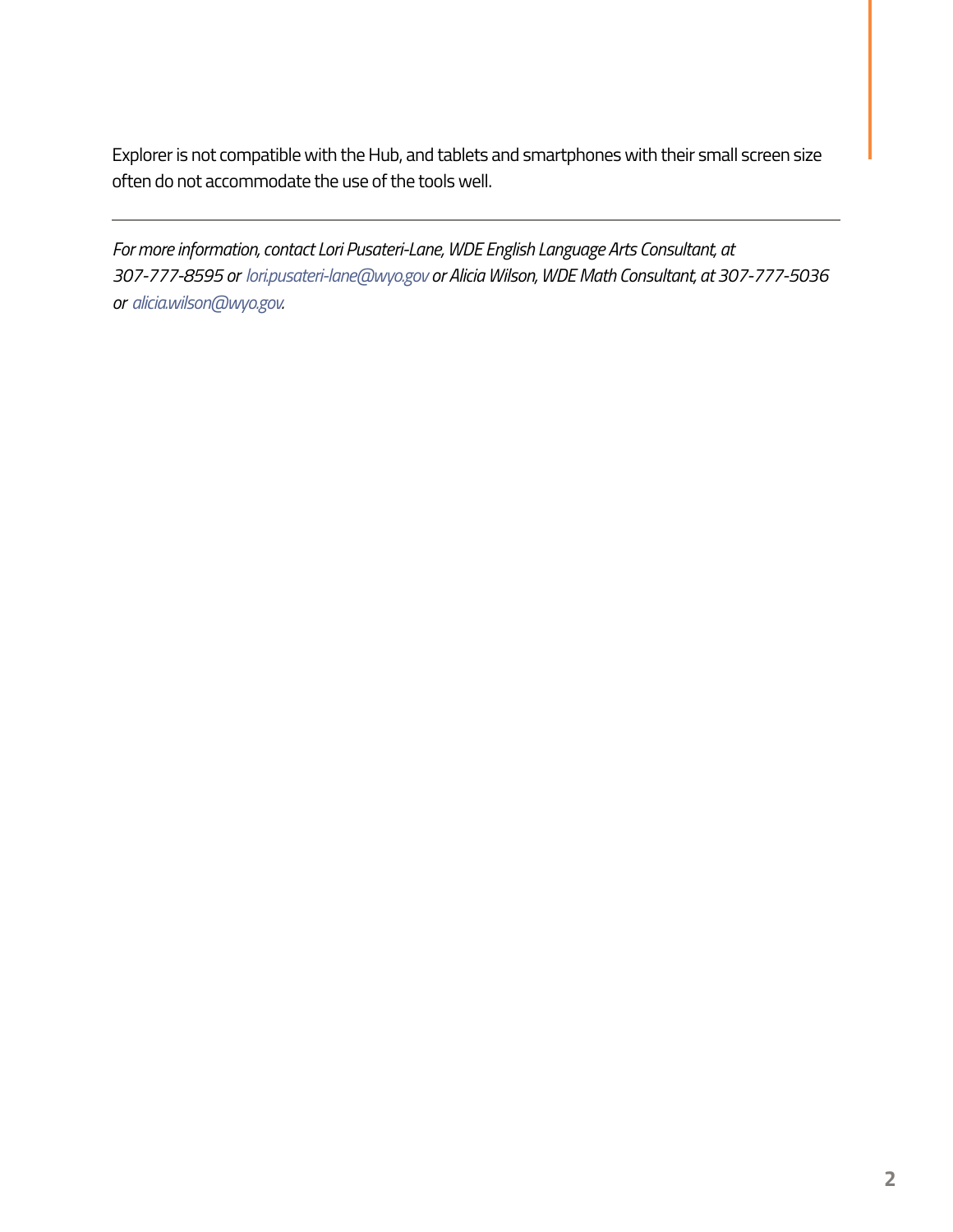Explorer is not compatible with the Hub, and tablets and smartphones with their small screen size often do not accommodate the use of the tools well.

---

*For more information, contact Lori Pusateri-Lane, WDE English Language Arts Consultant, at 307-777-8595 or lori.pusateri-lane@wyo.gov or Alicia Wilson, WDE Math Consultant, at 307-777-5036 or alicia.wilson@wyo.gov.*